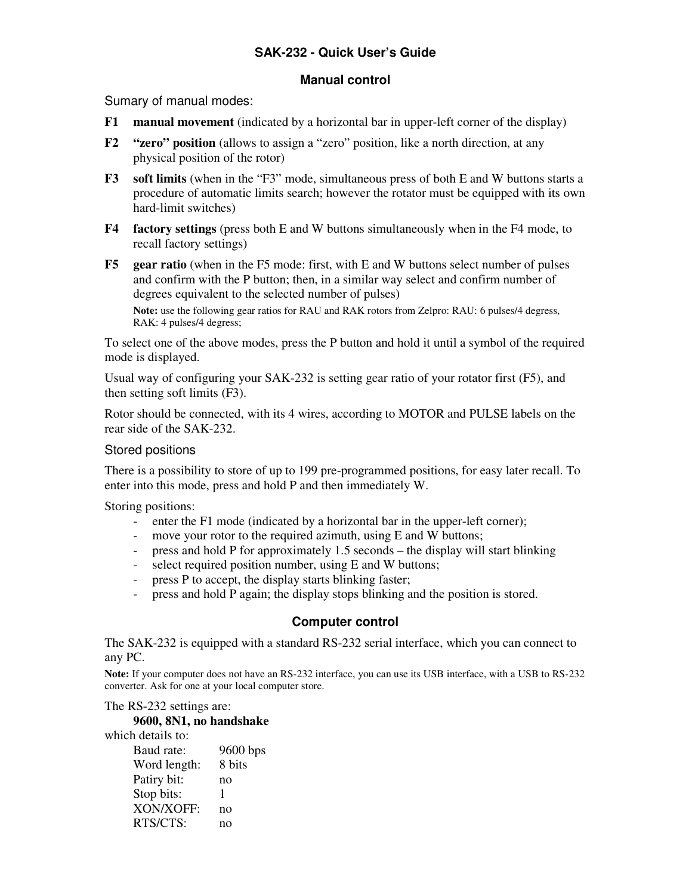# SAK-232 - Quick User's Guide

## Manual control

Sumary of manual modes:

**F1** **manual movement** (indicated by a horizontal bar in upper-left corner of the display)

**F2** **"zero" position** (allows to assign a "zero" position, like a north direction, at any physical position of the rotor)

**F3** **soft limits** (when in the "F3" mode, simultaneous press of both E and W buttons starts a procedure of automatic limits search; however the rotator must be equipped with its own hard-limit switches)

**F4** **factory settings** (press both E and W buttons simultaneously when in the F4 mode, to recall factory settings)

**F5** **gear ratio** (when in the F5 mode: first, with E and W buttons select number of pulses and confirm with the P button; then, in a similar way select and confirm number of degrees equivalent to the selected number of pulses)

**Note:** use the following gear ratios for RAU and RAK rotors from Zelpro: RAU: 6 pulses/4 degress, RAK: 4 pulses/4 degress;

To select one of the above modes, press the P button and hold it until a symbol of the required mode is displayed.

Usual way of configuring your SAK-232 is setting gear ratio of your rotator first (F5), and then setting soft limits (F3).

Rotor should be connected, with its 4 wires, according to MOTOR and PULSE labels on the rear side of the SAK-232.

### Stored positions

There is a possibility to store of up to 199 pre-programmed positions, for easy later recall. To enter into this mode, press and hold P and then immediately W.

Storing positions:

- enter the F1 mode (indicated by a horizontal bar in the upper-left corner);
- move your rotor to the required azimuth, using E and W buttons;
- press and hold P for approximately 1.5 seconds – the display will start blinking
- select required position number, using E and W buttons;
- press P to accept, the display starts blinking faster;
- press and hold P again; the display stops blinking and the position is stored.

## Computer control

The SAK-232 is equipped with a standard RS-232 serial interface, which you can connect to any PC.

**Note:** If your computer does not have an RS-232 interface, you can use its USB interface, with a USB to RS-232 converter. Ask for one at your local computer store.

The RS-232 settings are:

**9600, 8N1, no handshake**

which details to:

| | |
|---|---|
| Baud rate: | 9600 bps |
| Word length: | 8 bits |
| Patiry bit: | no |
| Stop bits: | 1 |
| XON/XOFF: | no |
| RTS/CTS: | no |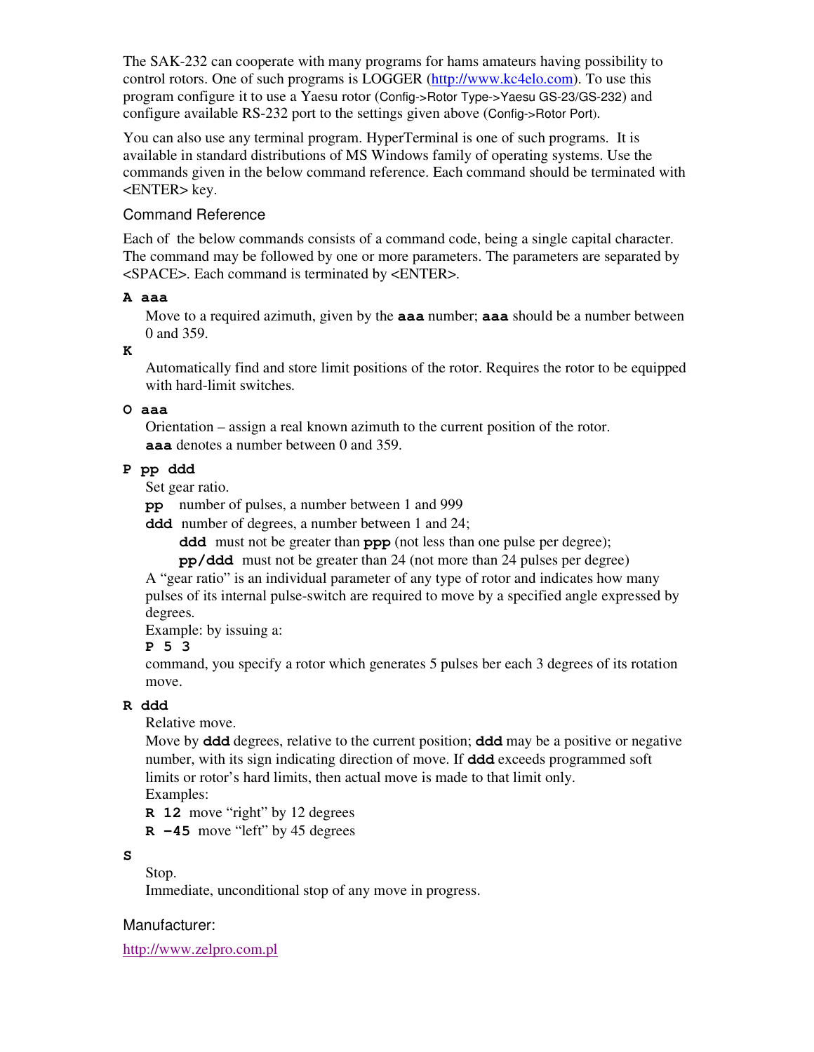The SAK-232 can cooperate with many programs for hams amateurs having possibility to control rotors. One of such programs is LOGGER (http://www.kc4elo.com). To use this program configure it to use a Yaesu rotor (Config->Rotor Type->Yaesu GS-23/GS-232) and configure available RS-232 port to the settings given above (Config->Rotor Port).

You can also use any terminal program. HyperTerminal is one of such programs. It is available in standard distributions of MS Windows family of operating systems. Use the commands given in the below command reference. Each command should be terminated with <ENTER> key.

## Command Reference

Each of the below commands consists of a command code, being a single capital character. The command may be followed by one or more parameters. The parameters are separated by <SPACE>. Each command is terminated by <ENTER>.

**A aaa**

Move to a required azimuth, given by the **aaa** number; **aaa** should be a number between 0 and 359.

**K**

Automatically find and store limit positions of the rotor. Requires the rotor to be equipped with hard-limit switches.

**O aaa**

Orientation – assign a real known azimuth to the current position of the rotor.
**aaa** denotes a number between 0 and 359.

**P pp ddd**

Set gear ratio.

**pp** number of pulses, a number between 1 and 999

**ddd** number of degrees, a number between 1 and 24;

- **ddd** must not be greater than **ppp** (not less than one pulse per degree);
- **pp/ddd** must not be greater than 24 (not more than 24 pulses per degree)

A "gear ratio" is an individual parameter of any type of rotor and indicates how many pulses of its internal pulse-switch are required to move by a specified angle expressed by degrees.

Example: by issuing a:

**P 5 3**

command, you specify a rotor which generates 5 pulses ber each 3 degrees of its rotation move.

**R ddd**

Relative move.

Move by **ddd** degrees, relative to the current position; **ddd** may be a positive or negative number, with its sign indicating direction of move. If **ddd** exceeds programmed soft limits or rotor's hard limits, then actual move is made to that limit only.

Examples:

**R 12** move "right" by 12 degrees

**R -45** move "left" by 45 degrees

**S**

Stop.

Immediate, unconditional stop of any move in progress.

## Manufacturer:

http://www.zelpro.com.pl